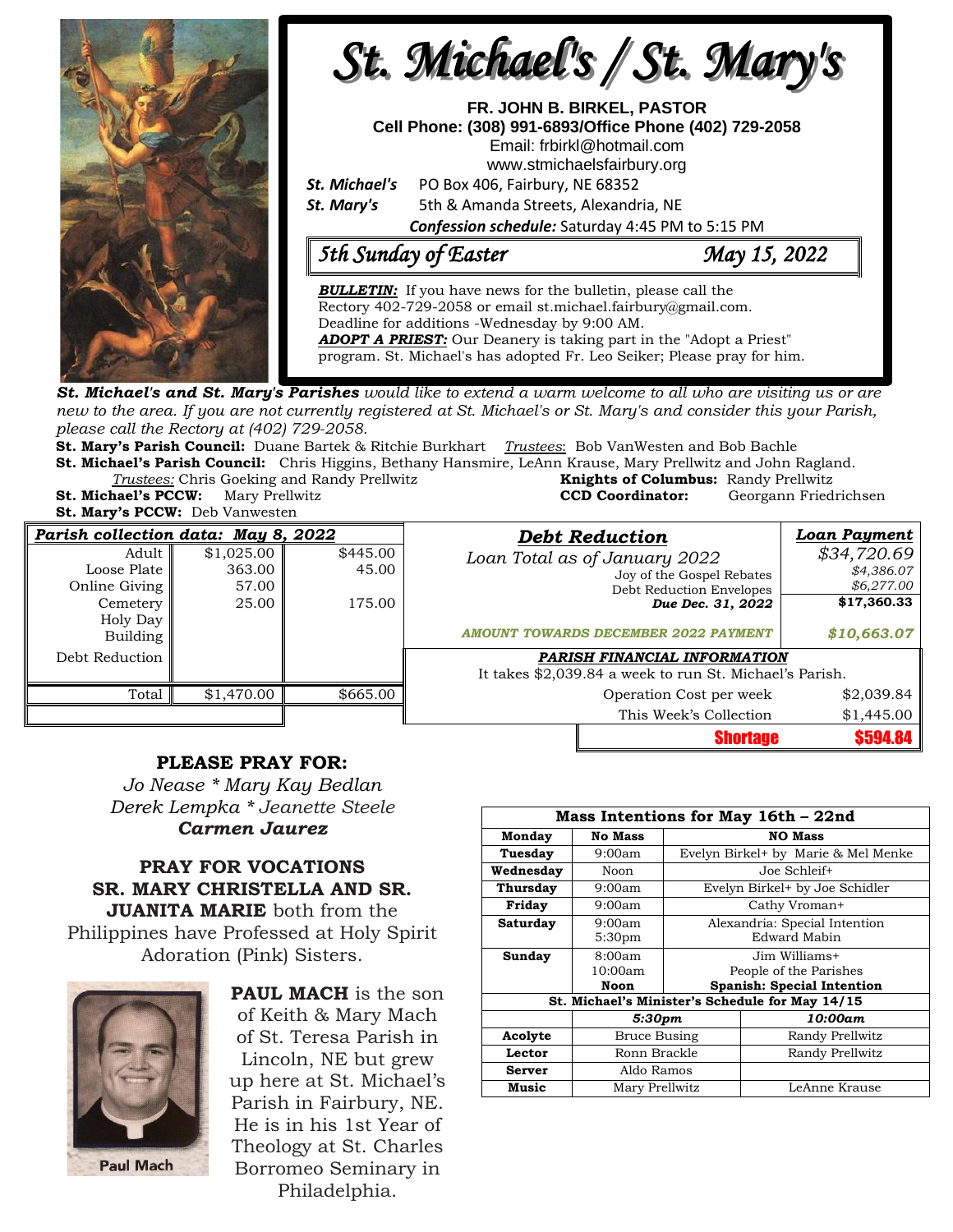# St. Michael's / St. Mary's

**FR. JOHN B. BIRKEL, PASTOR**
**Cell Phone: (308) 991-6893/Office Phone (402) 729-2058**
Email: frbirkl@hotmail.com
www.stmichaelsfairbury.org

***St. Michael's*** PO Box 406, Fairbury, NE 68352
***St. Mary's*** 5th & Amanda Streets, Alexandria, NE

***Confession schedule:*** Saturday 4:45 PM to 5:15 PM

## *5th Sunday of Easter* — *May 15, 2022*

***BULLETIN:*** If you have news for the bulletin, please call the Rectory 402-729-2058 or email st.michael.fairbury@gmail.com. Deadline for additions -Wednesday by 9:00 AM.
***ADOPT A PRIEST:*** Our Deanery is taking part in the "Adopt a Priest" program. St. Michael's has adopted Fr. Leo Seiker; Please pray for him.

***St. Michael's and St. Mary's Parishes** would like to extend a warm welcome to all who are visiting us or are new to the area. If you are not currently registered at St. Michael's or St. Mary's and consider this your Parish, please call the Rectory at (402) 729-2058.*

**St. Mary's Parish Council:** Duane Bartek & Ritchie Burkhart *Trustees*: Bob VanWesten and Bob Bachle
**St. Michael's Parish Council:** Chris Higgins, Bethany Hansmire, LeAnn Krause, Mary Prellwitz and John Ragland.
*Trustees:* Chris Goeking and Randy Prellwitz
**Knights of Columbus:** Randy Prellwitz
**St. Michael's PCCW:** Mary Prellwitz
**CCD Coordinator:** Georgann Friedrichsen
**St. Mary's PCCW:** Deb Vanwesten

| *Parish collection data: May 8, 2022* | | |
|---|---|---|
| Adult | $1,025.00 | $445.00 |
| Loose Plate | 363.00 | 45.00 |
| Online Giving | 57.00 | |
| Cemetery | 25.00 | 175.00 |
| Holy Day | | |
| Building | | |
| Debt Reduction | | |
| Total | $1,470.00 | $665.00 |

| *Debt Reduction* | *Loan Payment* |
|---|---|
| *Loan Total as of January 2022* | *$34,720.69* |
| Joy of the Gospel Rebates | *$4,386.07* |
| Debt Reduction Envelopes | *$6,277.00* |
| ***Due Dec. 31, 2022*** | **$17,360.33** |
| ***AMOUNT TOWARDS DECEMBER 2022 PAYMENT*** | ***$10,663.07*** |

***PARISH FINANCIAL INFORMATION***
It takes $2,039.84 a week to run St. Michael's Parish.

| | |
|---|---|
| Operation Cost per week | $2,039.84 |
| This Week's Collection | $1,445.00 |
| **Shortage** | **$594.84** |

### PLEASE PRAY FOR:

*Jo Nease * Mary Kay Bedlan*
*Derek Lempka * Jeanette Steele*
***Carmen Jaurez***

### PRAY FOR VOCATIONS

**SR. MARY CHRISTELLA AND SR. JUANITA MARIE** both from the Philippines have Professed at Holy Spirit Adoration (Pink) Sisters.

Paul Mach

**PAUL MACH** is the son of Keith & Mary Mach of St. Teresa Parish in Lincoln, NE but grew up here at St. Michael's Parish in Fairbury, NE. He is in his 1st Year of Theology at St. Charles Borromeo Seminary in Philadelphia.

| **Mass Intentions for May 16th – 22nd** | | |
|---|---|---|
| **Monday** | **No Mass** | **NO Mass** |
| **Tuesday** | 9:00am | Evelyn Birkel+ by Marie & Mel Menke |
| **Wednesday** | Noon | Joe Schleif+ |
| **Thursday** | 9:00am | Evelyn Birkel+ by Joe Schidler |
| **Friday** | 9:00am | Cathy Vroman+ |
| **Saturday** | 9:00am<br>5:30pm | Alexandria: Special Intention<br>Edward Mabin |
| **Sunday** | 8:00am<br>10:00am<br>**Noon** | Jim Williams+<br>People of the Parishes<br>**Spanish: Special Intention** |

| **St. Michael's Minister's Schedule for May 14/15** | | |
|---|---|---|
| | ***5:30pm*** | ***10:00am*** |
| **Acolyte** | Bruce Busing | Randy Prellwitz |
| **Lector** | Ronn Brackle | Randy Prellwitz |
| **Server** | Aldo Ramos | |
| **Music** | Mary Prellwitz | LeAnne Krause |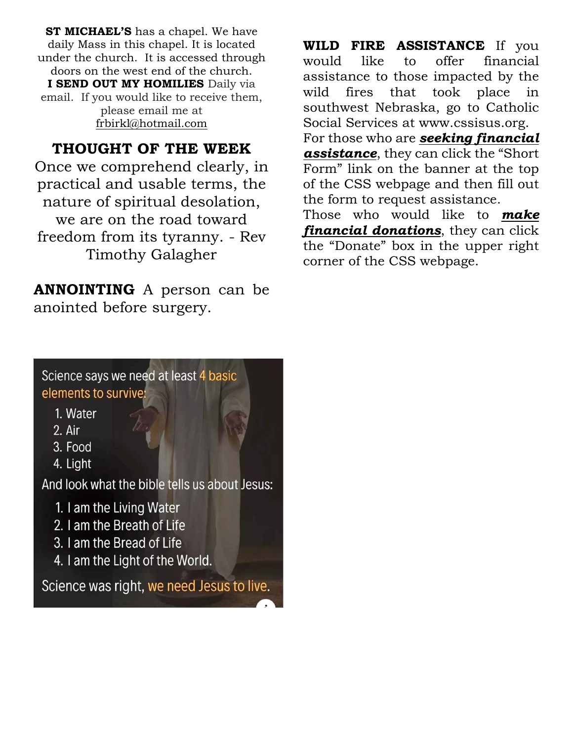**ST MICHAEL'S** has a chapel. We have daily Mass in this chapel. It is located under the church. It is accessed through doors on the west end of the church.

**I SEND OUT MY HOMILIES** Daily via email. If you would like to receive them, please email me at frbirkl@hotmail.com

## THOUGHT OF THE WEEK

Once we comprehend clearly, in practical and usable terms, the nature of spiritual desolation, we are on the road toward freedom from its tyranny. - Rev Timothy Galagher

**ANNOINTING** A person can be anointed before surgery.

Science says we need at least 4 basic elements to survive:

1. Water
2. Air
3. Food
4. Light

And look what the bible tells us about Jesus:

1. I am the Living Water
2. I am the Breath of Life
3. I am the Bread of Life
4. I am the Light of the World.

Science was right, we need Jesus to live.

**WILD FIRE ASSISTANCE** If you would like to offer financial assistance to those impacted by the wild fires that took place in southwest Nebraska, go to Catholic Social Services at www.cssisus.org. For those who are ***seeking financial assistance***, they can click the "Short Form" link on the banner at the top of the CSS webpage and then fill out the form to request assistance. Those who would like to ***make financial donations***, they can click the "Donate" box in the upper right corner of the CSS webpage.